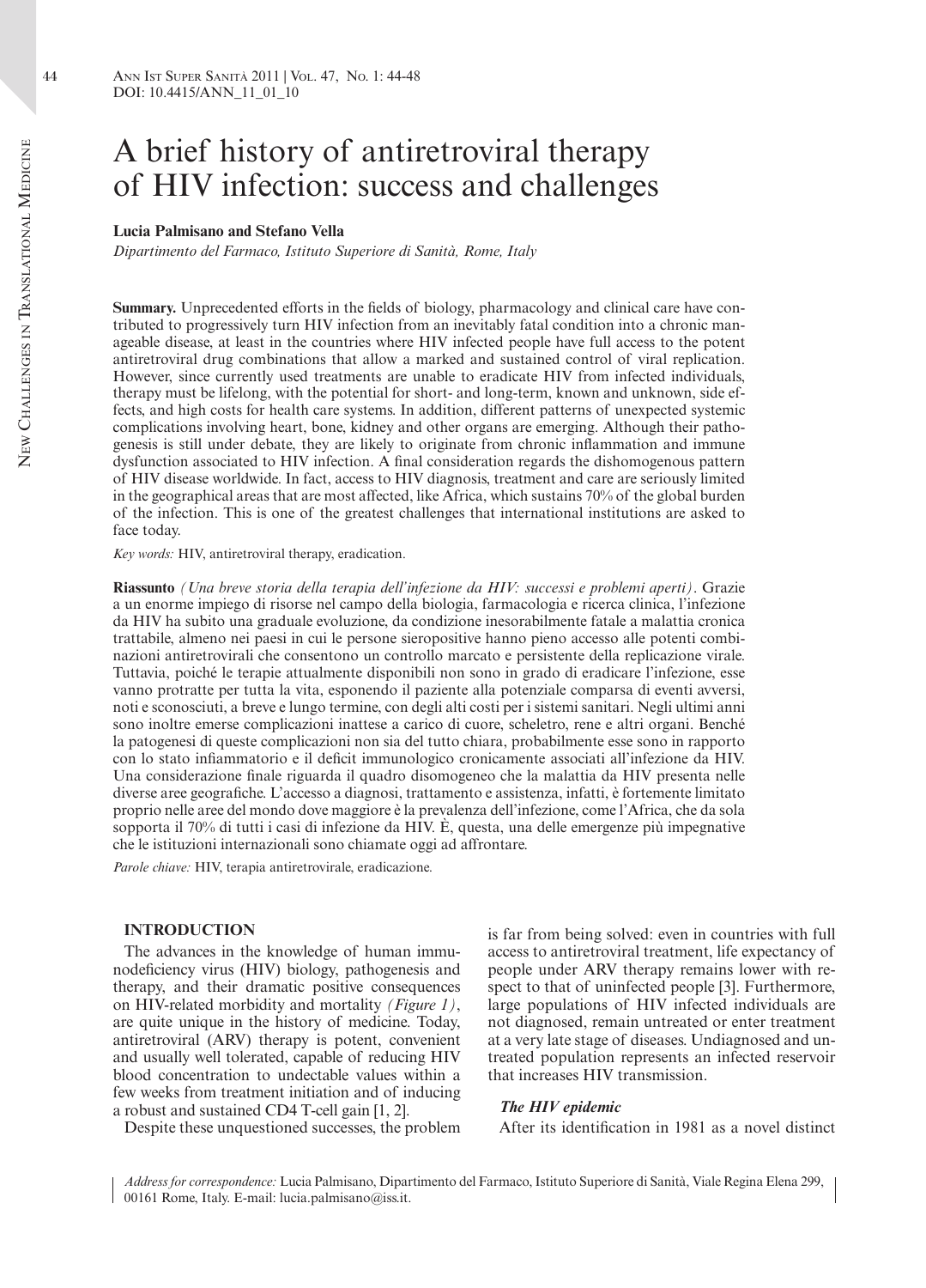# A brief history of antiretroviral therapy of HIV infection: success and challenges

**Lucia Palmisano and Stefano Vella**

*Dipartimento del Farmaco, Istituto Superiore di Sanità, Rome, Italy*

**Summary.** Unprecedented efforts in the fields of biology, pharmacology and clinical care have contributed to progressively turn HIV infection from an inevitably fatal condition into a chronic manageable disease, at least in the countries where HIV infected people have full access to the potent antiretroviral drug combinations that allow a marked and sustained control of viral replication. However, since currently used treatments are unable to eradicate HIV from infected individuals, therapy must be lifelong, with the potential for short- and long-term, known and unknown, side effects, and high costs for health care systems. In addition, different patterns of unexpected systemic complications involving heart, bone, kidney and other organs are emerging. Although their pathogenesis is still under debate, they are likely to originate from chronic inflammation and immune dysfunction associated to HIV infection. A final consideration regards the dishomogenous pattern of HIV disease worldwide. In fact, access to HIV diagnosis, treatment and care are seriously limited in the geographical areas that are most affected, like Africa, which sustains 70% of the global burden of the infection. This is one of the greatest challenges that international institutions are asked to face today.

*Key words:* HIV, antiretroviral therapy, eradication.

**Riassunto** *(Una breve storia della terapia dell'infezione da HIV: successi e problemi aperti)*. Grazie a un enorme impiego di risorse nel campo della biologia, farmacologia e ricerca clinica, l'infezione da HIV ha subito una graduale evoluzione, da condizione inesorabilmente fatale a malattia cronica trattabile, almeno nei paesi in cui le persone sieropositive hanno pieno accesso alle potenti combinazioni antiretrovirali che consentono un controllo marcato e persistente della replicazione virale. Tuttavia, poiché le terapie attualmente disponibili non sono in grado di eradicare l'infezione, esse vanno protratte per tutta la vita, esponendo il paziente alla potenziale comparsa di eventi avversi, noti e sconosciuti, a breve e lungo termine, con degli alti costi per i sistemi sanitari. Negli ultimi anni sono inoltre emerse complicazioni inattese a carico di cuore, scheletro, rene e altri organi. Benché la patogenesi di queste complicazioni non sia del tutto chiara, probabilmente esse sono in rapporto con lo stato infiammatorio e il deficit immunologico cronicamente associati all'infezione da HIV. Una considerazione finale riguarda il quadro disomogeneo che la malattia da HIV presenta nelle diverse aree geografiche. L'accesso a diagnosi, trattamento e assistenza, infatti, è fortemente limitato proprio nelle aree del mondo dove maggiore è la prevalenza dell'infezione, come l'Africa, che da sola sopporta il 70% di tutti i casi di infezione da HIV. È, questa, una delle emergenze più impegnative che le istituzioni internazionali sono chiamate oggi ad affrontare.

*Parole chiave:* HIV, terapia antiretrovirale, eradicazione.

## INTRODUCTION

The advances in the knowledge of human immunodeficiency virus (HIV) biology, pathogenesis and therapy, and their dramatic positive consequences on HIV-related morbidity and mortality *(Figure 1)*, are quite unique in the history of medicine. Today, antiretroviral (ARV) therapy is potent, convenient and usually well tolerated, capable of reducing HIV blood concentration to undectable values within a few weeks from treatment initiation and of inducing a robust and sustained CD4 T-cell gain [1, 2].

Despite these unquestioned successes, the problem is far from being solved: even in countries with full access to antiretroviral treatment, life expectancy of people under ARV therapy remains lower with respect to that of uninfected people [3]. Furthermore, large populations of HIV infected individuals are not diagnosed, remain untreated or enter treatment at a very late stage of diseases. Undiagnosed and untreated population represents an infected reservoir that increases HIV transmission.

### *The HIV epidemic*

After its identification in 1981 as a novel distinct

*Address for correspondence:* Lucia Palmisano, Dipartimento del Farmaco, Istituto Superiore di Sanità, Viale Regina Elena 299, 00161 Rome, Italy. E-mail: lucia.palmisano@iss.it.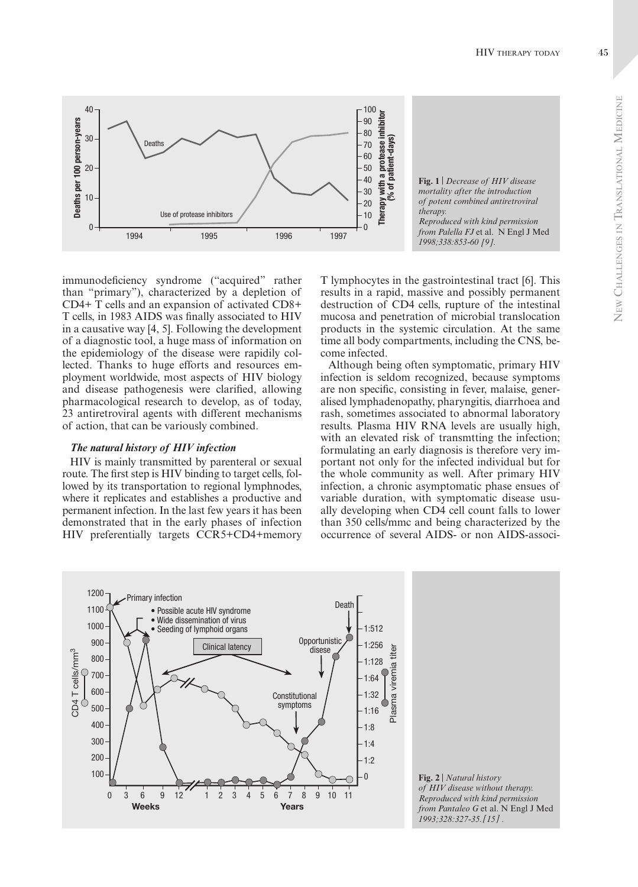Fig. 1 | *Decrease of HIV disease mortality after the introduction of potent combined antiretroviral therapy.*
*Reproduced with kind permission from Palella FJ* et al. N Engl J Med *1998;338:853-60 [9].*

immunodeficiency syndrome ("acquired" rather than "primary"), characterized by a depletion of CD4+ T cells and an expansion of activated CD8+ T cells, in 1983 AIDS was finally associated to HIV in a causative way [4, 5]. Following the development of a diagnostic tool, a huge mass of information on the epidemiology of the disease were rapidily collected. Thanks to huge efforts and resources employment worldwide, most aspects of HIV biology and disease pathogenesis were clarified, allowing pharmacological research to develop, as of today, 23 antiretroviral agents with different mechanisms of action, that can be variously combined.

### *The natural history of HIV infection*

HIV is mainly transmitted by parenteral or sexual route. The first step is HIV binding to target cells, followed by its transportation to regional lymphnodes, where it replicates and establishes a productive and permanent infection. In the last few years it has been demonstrated that in the early phases of infection HIV preferentially targets CCR5+CD4+memory T lymphocytes in the gastrointestinal tract [6]. This results in a rapid, massive and possibly permanent destruction of CD4 cells, rupture of the intestinal mucosa and penetration of microbial translocation products in the systemic circulation. At the same time all body compartments, including the CNS, become infected.

Although being often symptomatic, primary HIV infection is seldom recognized, because symptoms are non specific, consisting in fever, malaise, generalised lymphadenopathy, pharyngitis, diarrhoea and rash, sometimes associated to abnormal laboratory results. Plasma HIV RNA levels are usually high, with an elevated risk of transmtting the infection; formulating an early diagnosis is therefore very important not only for the infected individual but for the whole community as well. After primary HIV infection, a chronic asymptomatic phase ensues of variable duration, with symptomatic disease usually developing when CD4 cell count falls to lower than 350 cells/mmc and being characterized by the occurrence of several AIDS- or non AIDS-associ-

Fig. 2 | *Natural history of HIV disease without therapy.*
*Reproduced with kind permission from Pantaleo G* et al. N Engl J Med *1993;328:327-35.[15] .*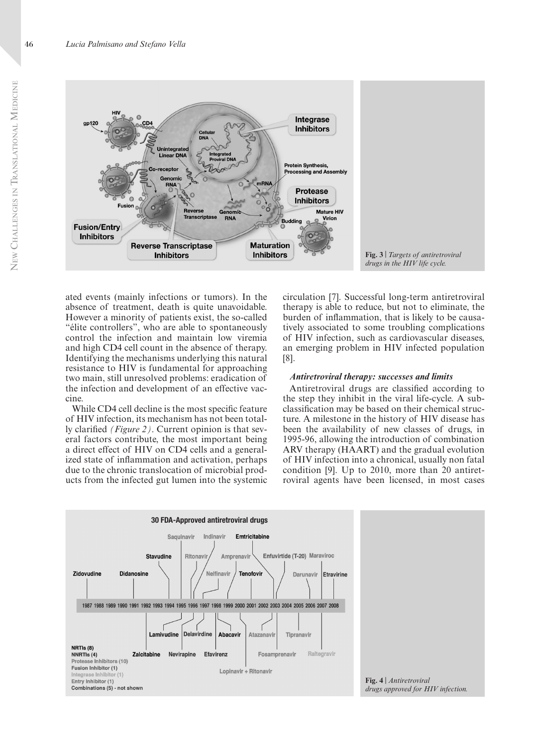Fig. 3 | *Targets of antiretroviral drugs in the HIV life cycle.*

ated events (mainly infections or tumors). In the absence of treatment, death is quite unavoidable. However a minority of patients exist, the so-called "élite controllers", who are able to spontaneously control the infection and maintain low viremia and high CD4 cell count in the absence of therapy. Identifying the mechanisms underlying this natural resistance to HIV is fundamental for approaching two main, still unresolved problems: eradication of the infection and development of an effective vaccine.

While CD4 cell decline is the most specific feature of HIV infection, its mechanism has not been totally clarified *(Figure 2)*. Current opinion is that several factors contribute, the most important being a direct effect of HIV on CD4 cells and a generalized state of inflammation and activation, perhaps due to the chronic translocation of microbial products from the infected gut lumen into the systemic circulation [7]. Successful long-term antiretroviral therapy is able to reduce, but not to eliminate, the burden of inflammation, that is likely to be causatively associated to some troubling complications of HIV infection, such as cardiovascular diseases, an emerging problem in HIV infected population [8].

### *Antiretroviral therapy: successes and limits*

Antiretroviral drugs are classified according to the step they inhibit in the viral life-cycle. A subclassification may be based on their chemical structure. A milestone in the history of HIV disease has been the availability of new classes of drugs, in 1995-96, allowing the introduction of combination ARV therapy (HAART) and the gradual evolution of HIV infection into a chronical, usually non fatal condition [9]. Up to 2010, more than 20 antiretroviral agents have been licensed, in most cases

Fig. 4 | *Antiretroviral drugs approved for HIV infection.*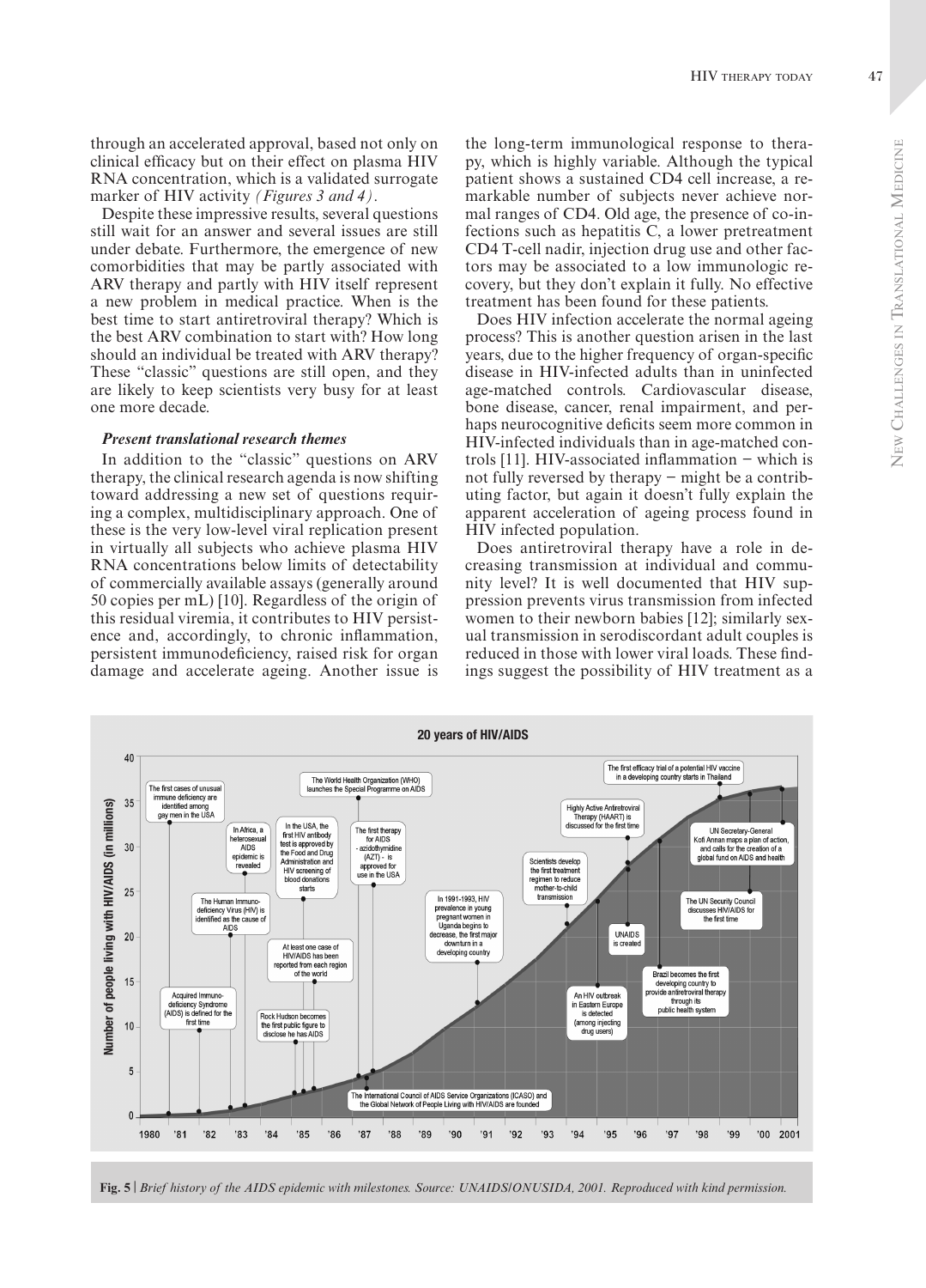through an accelerated approval, based not only on clinical efficacy but on their effect on plasma HIV RNA concentration, which is a validated surrogate marker of HIV activity *(Figures 3 and 4)*.

Despite these impressive results, several questions still wait for an answer and several issues are still under debate. Furthermore, the emergence of new comorbidities that may be partly associated with ARV therapy and partly with HIV itself represent a new problem in medical practice. When is the best time to start antiretroviral therapy? Which is the best ARV combination to start with? How long should an individual be treated with ARV therapy? These "classic" questions are still open, and they are likely to keep scientists very busy for at least one more decade.

### *Present translational research themes*

In addition to the "classic" questions on ARV therapy, the clinical research agenda is now shifting toward addressing a new set of questions requiring a complex, multidisciplinary approach. One of these is the very low-level viral replication present in virtually all subjects who achieve plasma HIV RNA concentrations below limits of detectability of commercially available assays (generally around 50 copies per mL) [10]. Regardless of the origin of this residual viremia, it contributes to HIV persistence and, accordingly, to chronic inflammation, persistent immunodeficiency, raised risk for organ damage and accelerate ageing. Another issue is the long-term immunological response to therapy, which is highly variable. Although the typical patient shows a sustained CD4 cell increase, a remarkable number of subjects never achieve normal ranges of CD4. Old age, the presence of co-infections such as hepatitis C, a lower pretreatment CD4 T-cell nadir, injection drug use and other factors may be associated to a low immunologic recovery, but they don't explain it fully. No effective treatment has been found for these patients.

Does HIV infection accelerate the normal ageing process? This is another question arisen in the last years, due to the higher frequency of organ-specific disease in HIV-infected adults than in uninfected age-matched controls. Cardiovascular disease, bone disease, cancer, renal impairment, and perhaps neurocognitive deficits seem more common in HIV-infected individuals than in age-matched controls [11]. HIV-associated inflammation – which is not fully reversed by therapy – might be a contributing factor, but again it doesn't fully explain the apparent acceleration of ageing process found in HIV infected population.

Does antiretroviral therapy have a role in decreasing transmission at individual and community level? It is well documented that HIV suppression prevents virus transmission from infected women to their newborn babies [12]; similarly sexual transmission in serodiscordant adult couples is reduced in those with lower viral loads. These findings suggest the possibility of HIV treatment as a

**Fig. 5** | *Brief history of the AIDS epidemic with milestones. Source: UNAIDS/ONUSIDA, 2001. Reproduced with kind permission.*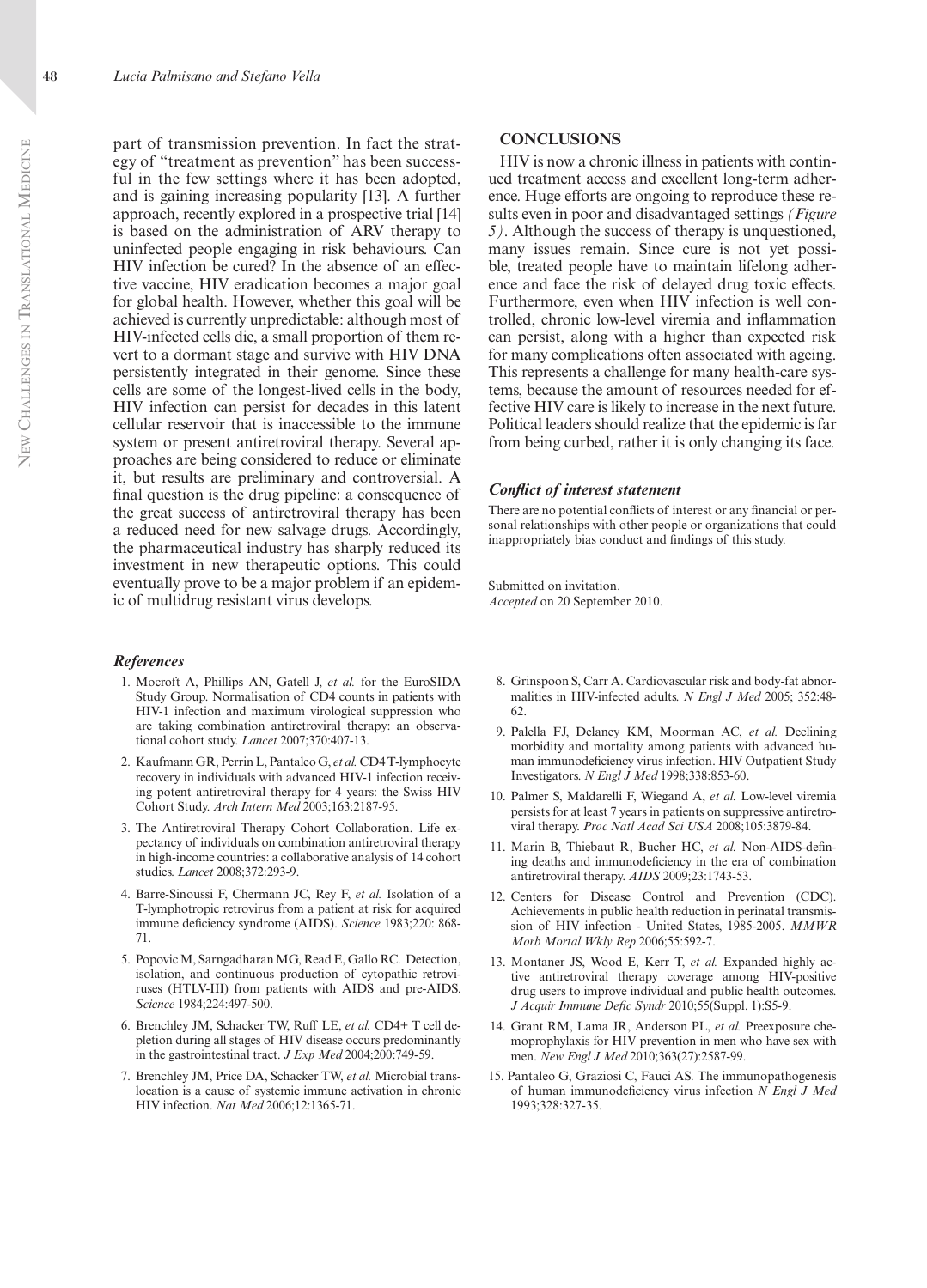part of transmission prevention. In fact the strategy of "treatment as prevention" has been successful in the few settings where it has been adopted, and is gaining increasing popularity [13]. A further approach, recently explored in a prospective trial [14] is based on the administration of ARV therapy to uninfected people engaging in risk behaviours. Can HIV infection be cured? In the absence of an effective vaccine, HIV eradication becomes a major goal for global health. However, whether this goal will be achieved is currently unpredictable: although most of HIV-infected cells die, a small proportion of them revert to a dormant stage and survive with HIV DNA persistently integrated in their genome. Since these cells are some of the longest-lived cells in the body, HIV infection can persist for decades in this latent cellular reservoir that is inaccessible to the immune system or present antiretroviral therapy. Several approaches are being considered to reduce or eliminate it, but results are preliminary and controversial. A final question is the drug pipeline: a consequence of the great success of antiretroviral therapy has been a reduced need for new salvage drugs. Accordingly, the pharmaceutical industry has sharply reduced its investment in new therapeutic options. This could eventually prove to be a major problem if an epidemic of multidrug resistant virus develops.

## CONCLUSIONS

HIV is now a chronic illness in patients with continued treatment access and excellent long-term adherence. Huge efforts are ongoing to reproduce these results even in poor and disadvantaged settings *(Figure 5)*. Although the success of therapy is unquestioned, many issues remain. Since cure is not yet possible, treated people have to maintain lifelong adherence and face the risk of delayed drug toxic effects. Furthermore, even when HIV infection is well controlled, chronic low-level viremia and inflammation can persist, along with a higher than expected risk for many complications often associated with ageing. This represents a challenge for many health-care systems, because the amount of resources needed for effective HIV care is likely to increase in the next future. Political leaders should realize that the epidemic is far from being curbed, rather it is only changing its face.

### *Conflict of interest statement*

There are no potential conflicts of interest or any financial or personal relationships with other people or organizations that could inappropriately bias conduct and findings of this study.

Submitted on invitation.
*Accepted* on 20 September 2010.

### *References*

1. Mocroft A, Phillips AN, Gatell J, *et al.* for the EuroSIDA Study Group. Normalisation of CD4 counts in patients with HIV-1 infection and maximum virological suppression who are taking combination antiretroviral therapy: an observational cohort study. *Lancet* 2007;370:407-13.
2. Kaufmann GR, Perrin L, Pantaleo G, *et al.* CD4 T-lymphocyte recovery in individuals with advanced HIV-1 infection receiving potent antiretroviral therapy for 4 years: the Swiss HIV Cohort Study. *Arch Intern Med* 2003;163:2187-95.
3. The Antiretroviral Therapy Cohort Collaboration. Life expectancy of individuals on combination antiretroviral therapy in high-income countries: a collaborative analysis of 14 cohort studies. *Lancet* 2008;372:293-9.
4. Barre-Sinoussi F, Chermann JC, Rey F, *et al.* Isolation of a T-lymphotropic retrovirus from a patient at risk for acquired immune deficiency syndrome (AIDS). *Science* 1983;220: 868-71.
5. Popovic M, Sarngadharan MG, Read E, Gallo RC. Detection, isolation, and continuous production of cytopathic retroviruses (HTLV-III) from patients with AIDS and pre-AIDS. *Science* 1984;224:497-500.
6. Brenchley JM, Schacker TW, Ruff LE, *et al.* CD4+ T cell depletion during all stages of HIV disease occurs predominantly in the gastrointestinal tract. *J Exp Med* 2004;200:749-59.
7. Brenchley JM, Price DA, Schacker TW, *et al.* Microbial translocation is a cause of systemic immune activation in chronic HIV infection. *Nat Med* 2006;12:1365-71.
8. Grinspoon S, Carr A. Cardiovascular risk and body-fat abnormalities in HIV-infected adults. *N Engl J Med* 2005; 352:48-62.
9. Palella FJ, Delaney KM, Moorman AC, *et al.* Declining morbidity and mortality among patients with advanced human immunodeficiency virus infection. HIV Outpatient Study Investigators. *N Engl J Med* 1998;338:853-60.
10. Palmer S, Maldarelli F, Wiegand A, *et al.* Low-level viremia persists for at least 7 years in patients on suppressive antiretroviral therapy. *Proc Natl Acad Sci USA* 2008;105:3879-84.
11. Marin B, Thiebaut R, Bucher HC, *et al.* Non-AIDS-defining deaths and immunodeficiency in the era of combination antiretroviral therapy. *AIDS* 2009;23:1743-53.
12. Centers for Disease Control and Prevention (CDC). Achievements in public health reduction in perinatal transmission of HIV infection - United States, 1985-2005. *MMWR Morb Mortal Wkly Rep* 2006;55:592-7.
13. Montaner JS, Wood E, Kerr T, *et al.* Expanded highly active antiretroviral therapy coverage among HIV-positive drug users to improve individual and public health outcomes. *J Acquir Immune Defic Syndr* 2010;55(Suppl. 1):S5-9.
14. Grant RM, Lama JR, Anderson PL, *et al.* Preexposure chemoprophylaxis for HIV prevention in men who have sex with men. *New Engl J Med* 2010;363(27):2587-99.
15. Pantaleo G, Graziosi C, Fauci AS. The immunopathogenesis of human immunodeficiency virus infection *N Engl J Med* 1993;328:327-35.